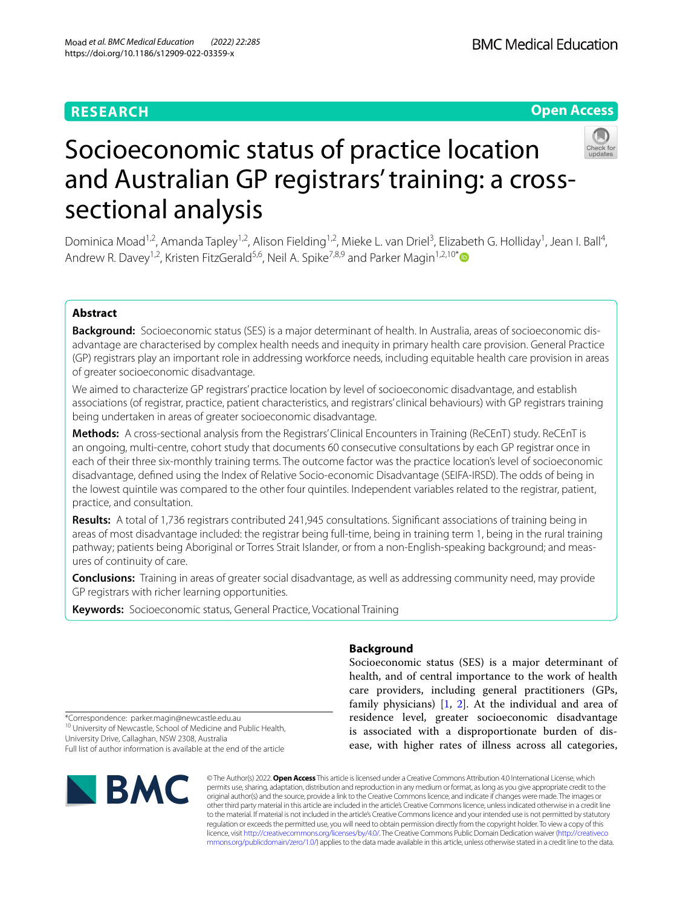RESEARCH

Open Access

# Socioeconomic status of practice location and Australian GP registrars' training: a cross-sectional analysis

Dominica Moad[1,2], Amanda Tapley[1,2], Alison Fielding[1,2], Mieke L. van Driel[3], Elizabeth G. Holliday[1], Jean I. Ball[4], Andrew R. Davey[1,2], Kristen FitzGerald[5,6], Neil A. Spike[7,8,9] and Parker Magin[1,2,10*]

## Abstract

**Background:** Socioeconomic status (SES) is a major determinant of health. In Australia, areas of socioeconomic disadvantage are characterised by complex health needs and inequity in primary health care provision. General Practice (GP) registrars play an important role in addressing workforce needs, including equitable health care provision in areas of greater socioeconomic disadvantage.

We aimed to characterize GP registrars' practice location by level of socioeconomic disadvantage, and establish associations (of registrar, practice, patient characteristics, and registrars' clinical behaviours) with GP registrars training being undertaken in areas of greater socioeconomic disadvantage.

**Methods:** A cross-sectional analysis from the Registrars' Clinical Encounters in Training (ReCEnT) study. ReCEnT is an ongoing, multi-centre, cohort study that documents 60 consecutive consultations by each GP registrar once in each of their three six-monthly training terms. The outcome factor was the practice location's level of socioeconomic disadvantage, defined using the Index of Relative Socio-economic Disadvantage (SEIFA-IRSD). The odds of being in the lowest quintile was compared to the other four quintiles. Independent variables related to the registrar, patient, practice, and consultation.

**Results:** A total of 1,736 registrars contributed 241,945 consultations. Significant associations of training being in areas of most disadvantage included: the registrar being full-time, being in training term 1, being in the rural training pathway; patients being Aboriginal or Torres Strait Islander, or from a non-English-speaking background; and measures of continuity of care.

**Conclusions:** Training in areas of greater social disadvantage, as well as addressing community need, may provide GP registrars with richer learning opportunities.

**Keywords:** Socioeconomic status, General Practice, Vocational Training

## Background

Socioeconomic status (SES) is a major determinant of health, and of central importance to the work of health care providers, including general practitioners (GPs, family physicians) [1, 2]. At the individual and area of residence level, greater socioeconomic disadvantage is associated with a disproportionate burden of disease, with higher rates of illness across all categories,

*Correspondence: parker.magin@newcastle.edu.au

[10] University of Newcastle, School of Medicine and Public Health, University Drive, Callaghan, NSW 2308, Australia

Full list of author information is available at the end of the article

© The Author(s) 2022. **Open Access** This article is licensed under a Creative Commons Attribution 4.0 International License, which permits use, sharing, adaptation, distribution and reproduction in any medium or format, as long as you give appropriate credit to the original author(s) and the source, provide a link to the Creative Commons licence, and indicate if changes were made. The images or other third party material in this article are included in the article's Creative Commons licence, unless indicated otherwise in a credit line to the material. If material is not included in the article's Creative Commons licence and your intended use is not permitted by statutory regulation or exceeds the permitted use, you will need to obtain permission directly from the copyright holder. To view a copy of this licence, visit http://creativecommons.org/licenses/by/4.0/. The Creative Commons Public Domain Dedication waiver (http://creativecommons.org/publicdomain/zero/1.0/) applies to the data made available in this article, unless otherwise stated in a credit line to the data.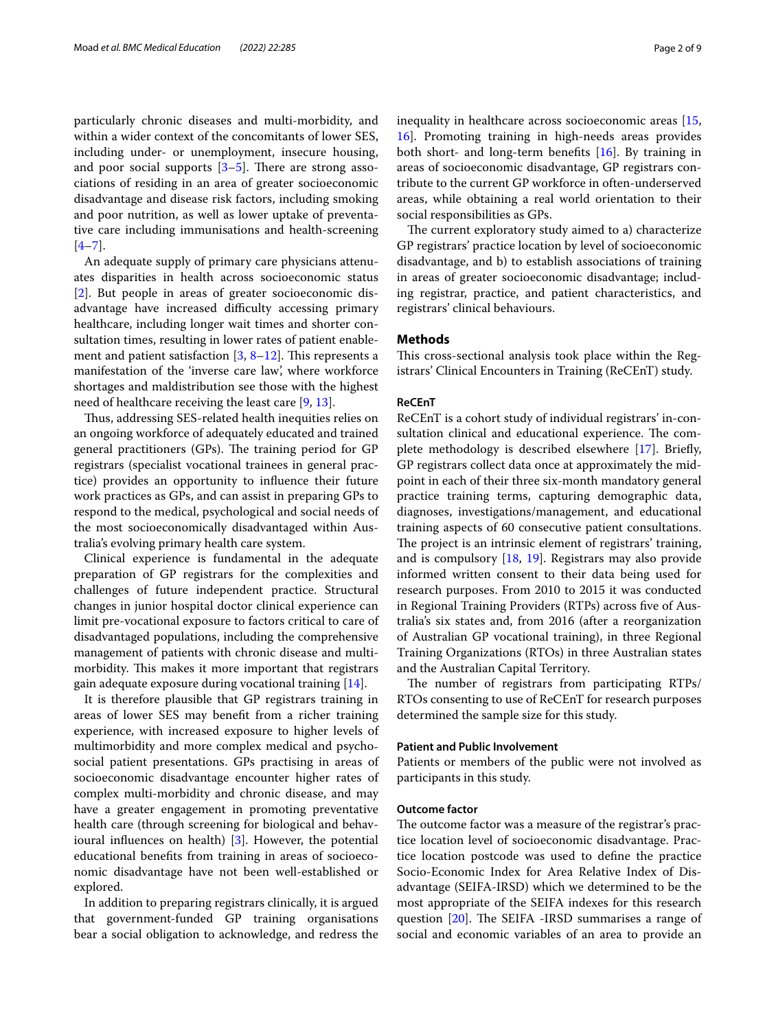particularly chronic diseases and multi-morbidity, and within a wider context of the concomitants of lower SES, including under- or unemployment, insecure housing, and poor social supports [3–5]. There are strong associations of residing in an area of greater socioeconomic disadvantage and disease risk factors, including smoking and poor nutrition, as well as lower uptake of preventative care including immunisations and health-screening [4–7].

An adequate supply of primary care physicians attenuates disparities in health across socioeconomic status [2]. But people in areas of greater socioeconomic disadvantage have increased difficulty accessing primary healthcare, including longer wait times and shorter consultation times, resulting in lower rates of patient enablement and patient satisfaction [3, 8–12]. This represents a manifestation of the 'inverse care law', where workforce shortages and maldistribution see those with the highest need of healthcare receiving the least care [9, 13].

Thus, addressing SES-related health inequities relies on an ongoing workforce of adequately educated and trained general practitioners (GPs). The training period for GP registrars (specialist vocational trainees in general practice) provides an opportunity to influence their future work practices as GPs, and can assist in preparing GPs to respond to the medical, psychological and social needs of the most socioeconomically disadvantaged within Australia's evolving primary health care system.

Clinical experience is fundamental in the adequate preparation of GP registrars for the complexities and challenges of future independent practice. Structural changes in junior hospital doctor clinical experience can limit pre-vocational exposure to factors critical to care of disadvantaged populations, including the comprehensive management of patients with chronic disease and multimorbidity. This makes it more important that registrars gain adequate exposure during vocational training [14].

It is therefore plausible that GP registrars training in areas of lower SES may benefit from a richer training experience, with increased exposure to higher levels of multimorbidity and more complex medical and psychosocial patient presentations. GPs practising in areas of socioeconomic disadvantage encounter higher rates of complex multi-morbidity and chronic disease, and may have a greater engagement in promoting preventative health care (through screening for biological and behavioural influences on health) [3]. However, the potential educational benefits from training in areas of socioeconomic disadvantage have not been well-established or explored.

In addition to preparing registrars clinically, it is argued that government-funded GP training organisations bear a social obligation to acknowledge, and redress the inequality in healthcare across socioeconomic areas [15, 16]. Promoting training in high-needs areas provides both short- and long-term benefits [16]. By training in areas of socioeconomic disadvantage, GP registrars contribute to the current GP workforce in often-underserved areas, while obtaining a real world orientation to their social responsibilities as GPs.

The current exploratory study aimed to a) characterize GP registrars' practice location by level of socioeconomic disadvantage, and b) to establish associations of training in areas of greater socioeconomic disadvantage; including registrar, practice, and patient characteristics, and registrars' clinical behaviours.

## Methods

This cross-sectional analysis took place within the Registrars' Clinical Encounters in Training (ReCEnT) study.

### ReCEnT

ReCEnT is a cohort study of individual registrars' in-consultation clinical and educational experience. The complete methodology is described elsewhere [17]. Briefly, GP registrars collect data once at approximately the midpoint in each of their three six-month mandatory general practice training terms, capturing demographic data, diagnoses, investigations/management, and educational training aspects of 60 consecutive patient consultations. The project is an intrinsic element of registrars' training, and is compulsory [18, 19]. Registrars may also provide informed written consent to their data being used for research purposes. From 2010 to 2015 it was conducted in Regional Training Providers (RTPs) across five of Australia's six states and, from 2016 (after a reorganization of Australian GP vocational training), in three Regional Training Organizations (RTOs) in three Australian states and the Australian Capital Territory.

The number of registrars from participating RTPs/RTOs consenting to use of ReCEnT for research purposes determined the sample size for this study.

### Patient and Public Involvement

Patients or members of the public were not involved as participants in this study.

### Outcome factor

The outcome factor was a measure of the registrar's practice location level of socioeconomic disadvantage. Practice location postcode was used to define the practice Socio-Economic Index for Area Relative Index of Disadvantage (SEIFA-IRSD) which we determined to be the most appropriate of the SEIFA indexes for this research question [20]. The SEIFA -IRSD summarises a range of social and economic variables of an area to provide an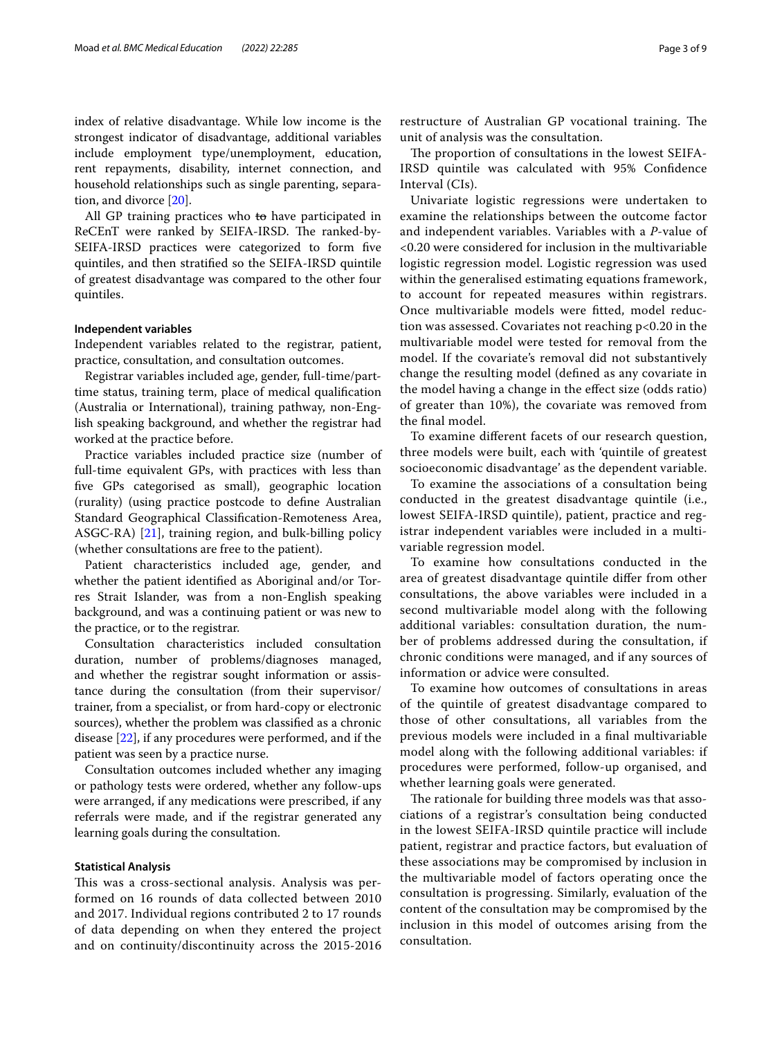index of relative disadvantage. While low income is the strongest indicator of disadvantage, additional variables include employment type/unemployment, education, rent repayments, disability, internet connection, and household relationships such as single parenting, separation, and divorce [20].

All GP training practices who ~~to~~ have participated in ReCEnT were ranked by SEIFA-IRSD. The ranked-by-SEIFA-IRSD practices were categorized to form five quintiles, and then stratified so the SEIFA-IRSD quintile of greatest disadvantage was compared to the other four quintiles.

#### Independent variables

Independent variables related to the registrar, patient, practice, consultation, and consultation outcomes.

Registrar variables included age, gender, full-time/part-time status, training term, place of medical qualification (Australia or International), training pathway, non-English speaking background, and whether the registrar had worked at the practice before.

Practice variables included practice size (number of full-time equivalent GPs, with practices with less than five GPs categorised as small), geographic location (rurality) (using practice postcode to define Australian Standard Geographical Classification-Remoteness Area, ASGC-RA) [21], training region, and bulk-billing policy (whether consultations are free to the patient).

Patient characteristics included age, gender, and whether the patient identified as Aboriginal and/or Torres Strait Islander, was from a non-English speaking background, and was a continuing patient or was new to the practice, or to the registrar.

Consultation characteristics included consultation duration, number of problems/diagnoses managed, and whether the registrar sought information or assistance during the consultation (from their supervisor/trainer, from a specialist, or from hard-copy or electronic sources), whether the problem was classified as a chronic disease [22], if any procedures were performed, and if the patient was seen by a practice nurse.

Consultation outcomes included whether any imaging or pathology tests were ordered, whether any follow-ups were arranged, if any medications were prescribed, if any referrals were made, and if the registrar generated any learning goals during the consultation.

#### Statistical Analysis

This was a cross-sectional analysis. Analysis was performed on 16 rounds of data collected between 2010 and 2017. Individual regions contributed 2 to 17 rounds of data depending on when they entered the project and on continuity/discontinuity across the 2015-2016 restructure of Australian GP vocational training. The unit of analysis was the consultation.

The proportion of consultations in the lowest SEIFA-IRSD quintile was calculated with 95% Confidence Interval (CIs).

Univariate logistic regressions were undertaken to examine the relationships between the outcome factor and independent variables. Variables with a *P*-value of $<0.20$ were considered for inclusion in the multivariable logistic regression model. Logistic regression was used within the generalised estimating equations framework, to account for repeated measures within registrars. Once multivariable models were fitted, model reduction was assessed. Covariates not reaching $p<0.20$ in the multivariable model were tested for removal from the model. If the covariate's removal did not substantively change the resulting model (defined as any covariate in the model having a change in the effect size (odds ratio) of greater than 10%), the covariate was removed from the final model.

To examine different facets of our research question, three models were built, each with 'quintile of greatest socioeconomic disadvantage' as the dependent variable.

To examine the associations of a consultation being conducted in the greatest disadvantage quintile (i.e., lowest SEIFA-IRSD quintile), patient, practice and registrar independent variables were included in a multivariable regression model.

To examine how consultations conducted in the area of greatest disadvantage quintile differ from other consultations, the above variables were included in a second multivariable model along with the following additional variables: consultation duration, the number of problems addressed during the consultation, if chronic conditions were managed, and if any sources of information or advice were consulted.

To examine how outcomes of consultations in areas of the quintile of greatest disadvantage compared to those of other consultations, all variables from the previous models were included in a final multivariable model along with the following additional variables: if procedures were performed, follow-up organised, and whether learning goals were generated.

The rationale for building three models was that associations of a registrar's consultation being conducted in the lowest SEIFA-IRSD quintile practice will include patient, registrar and practice factors, but evaluation of these associations may be compromised by inclusion in the multivariable model of factors operating once the consultation is progressing. Similarly, evaluation of the content of the consultation may be compromised by the inclusion in this model of outcomes arising from the consultation.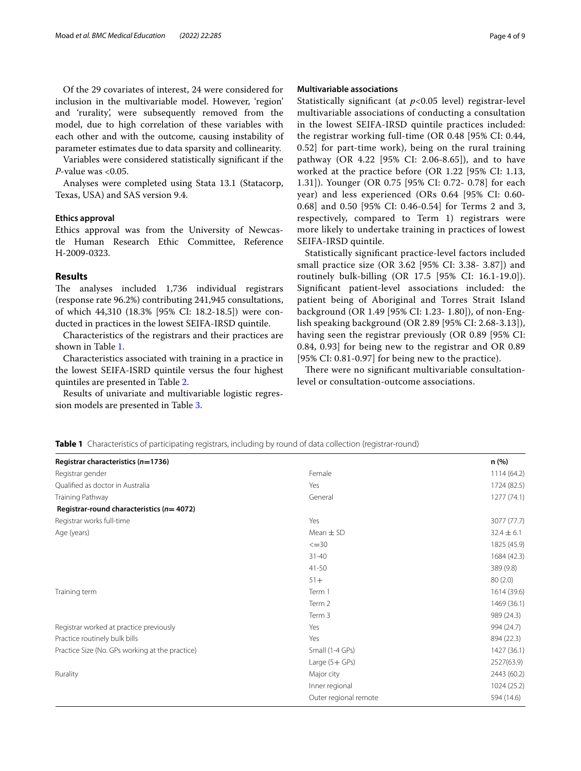Of the 29 covariates of interest, 24 were considered for inclusion in the multivariable model. However, 'region' and 'rurality', were subsequently removed from the model, due to high correlation of these variables with each other and with the outcome, causing instability of parameter estimates due to data sparsity and collinearity.

Variables were considered statistically significant if the *P*-value was <0.05.

Analyses were completed using Stata 13.1 (Statacorp, Texas, USA) and SAS version 9.4.

### Ethics approval

Ethics approval was from the University of Newcastle Human Research Ethic Committee, Reference H-2009-0323.

## Results

The analyses included 1,736 individual registrars (response rate 96.2%) contributing 241,945 consultations, of which 44,310 (18.3% [95% CI: 18.2-18.5]) were conducted in practices in the lowest SEIFA-IRSD quintile.

Characteristics of the registrars and their practices are shown in Table 1.

Characteristics associated with training in a practice in the lowest SEIFA-ISRD quintile versus the four highest quintiles are presented in Table 2.

Results of univariate and multivariable logistic regression models are presented in Table 3.

### Multivariable associations

Statistically significant (at $p<0.05$ level) registrar-level multivariable associations of conducting a consultation in the lowest SEIFA-IRSD quintile practices included: the registrar working full-time (OR 0.48 [95% CI: 0.44, 0.52] for part-time work), being on the rural training pathway (OR 4.22 [95% CI: 2.06-8.65]), and to have worked at the practice before (OR 1.22 [95% CI: 1.13, 1.31]). Younger (OR 0.75 [95% CI: 0.72- 0.78] for each year) and less experienced (ORs 0.64 [95% CI: 0.60-0.68] and 0.50 [95% CI: 0.46-0.54] for Terms 2 and 3, respectively, compared to Term 1) registrars were more likely to undertake training in practices of lowest SEIFA-IRSD quintile.

Statistically significant practice-level factors included small practice size (OR 3.62 [95% CI: 3.38- 3.87]) and routinely bulk-billing (OR 17.5 [95% CI: 16.1-19.0]). Significant patient-level associations included: the patient being of Aboriginal and Torres Strait Island background (OR 1.49 [95% CI: 1.23- 1.80]), of non-English speaking background (OR 2.89 [95% CI: 2.68-3.13]), having seen the registrar previously (OR 0.89 [95% CI: 0.84, 0.93] for being new to the registrar and OR 0.89 [95% CI: 0.81-0.97] for being new to the practice).

There were no significant multivariable consultation-level or consultation-outcome associations.

**Table 1** Characteristics of participating registrars, including by round of data collection (registrar-round)

| **Registrar characteristics (*n*=1736)** | | **n (%)** |
|---|---|---|
| Registrar gender | Female | 1114 (64.2) |
| Qualified as doctor in Australia | Yes | 1724 (82.5) |
| Training Pathway | General | 1277 (74.1) |
| **Registrar-round characteristics (*n*= 4072)** | | |
| Registrar works full-time | Yes | 3077 (77.7) |
| Age (years) | Mean ± SD | 32.4 ± 6.1 |
| | <=30 | 1825 (45.9) |
| | 31-40 | 1684 (42.3) |
| | 41-50 | 389 (9.8) |
| | 51+ | 80 (2.0) |
| Training term | Term 1 | 1614 (39.6) |
| | Term 2 | 1469 (36.1) |
| | Term 3 | 989 (24.3) |
| Registrar worked at practice previously | Yes | 994 (24.7) |
| Practice routinely bulk bills | Yes | 894 (22.3) |
| Practice Size (No. GPs working at the practice) | Small (1-4 GPs) | 1427 (36.1) |
| | Large (5+ GPs) | 2527(63.9) |
| Rurality | Major city | 2443 (60.2) |
| | Inner regional | 1024 (25.2) |
| | Outer regional remote | 594 (14.6) |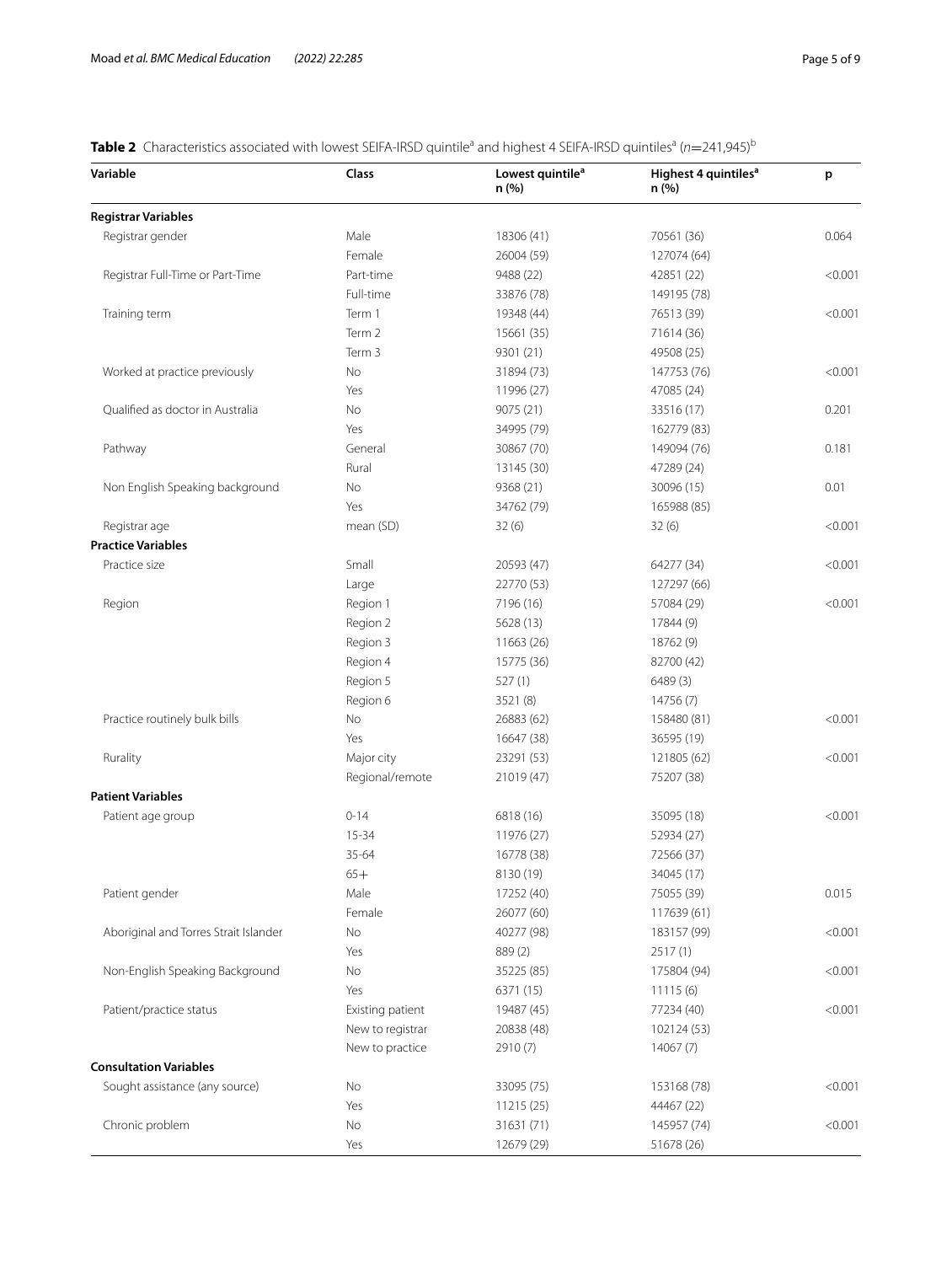**Table 2** Characteristics associated with lowest SEIFA-IRSD quintile[a] and highest 4 SEIFA-IRSD quintiles[a] ($n$=241,945)[b]

| Variable | Class | Lowest quintile[a] n (%) | Highest 4 quintiles[a] n (%) | p |
|---|---|---|---|---|
| **Registrar Variables** | | | | |
| Registrar gender | Male | 18306 (41) | 70561 (36) | 0.064 |
| | Female | 26004 (59) | 127074 (64) | |
| Registrar Full-Time or Part-Time | Part-time | 9488 (22) | 42851 (22) | <0.001 |
| | Full-time | 33876 (78) | 149195 (78) | |
| Training term | Term 1 | 19348 (44) | 76513 (39) | <0.001 |
| | Term 2 | 15661 (35) | 71614 (36) | |
| | Term 3 | 9301 (21) | 49508 (25) | |
| Worked at practice previously | No | 31894 (73) | 147753 (76) | <0.001 |
| | Yes | 11996 (27) | 47085 (24) | |
| Qualified as doctor in Australia | No | 9075 (21) | 33516 (17) | 0.201 |
| | Yes | 34995 (79) | 162779 (83) | |
| Pathway | General | 30867 (70) | 149094 (76) | 0.181 |
| | Rural | 13145 (30) | 47289 (24) | |
| Non English Speaking background | No | 9368 (21) | 30096 (15) | 0.01 |
| | Yes | 34762 (79) | 165988 (85) | |
| Registrar age | mean (SD) | 32 (6) | 32 (6) | <0.001 |
| **Practice Variables** | | | | |
| Practice size | Small | 20593 (47) | 64277 (34) | <0.001 |
| | Large | 22770 (53) | 127297 (66) | |
| Region | Region 1 | 7196 (16) | 57084 (29) | <0.001 |
| | Region 2 | 5628 (13) | 17844 (9) | |
| | Region 3 | 11663 (26) | 18762 (9) | |
| | Region 4 | 15775 (36) | 82700 (42) | |
| | Region 5 | 527 (1) | 6489 (3) | |
| | Region 6 | 3521 (8) | 14756 (7) | |
| Practice routinely bulk bills | No | 26883 (62) | 158480 (81) | <0.001 |
| | Yes | 16647 (38) | 36595 (19) | |
| Rurality | Major city | 23291 (53) | 121805 (62) | <0.001 |
| | Regional/remote | 21019 (47) | 75207 (38) | |
| **Patient Variables** | | | | |
| Patient age group | 0-14 | 6818 (16) | 35095 (18) | <0.001 |
| | 15-34 | 11976 (27) | 52934 (27) | |
| | 35-64 | 16778 (38) | 72566 (37) | |
| | 65+ | 8130 (19) | 34045 (17) | |
| Patient gender | Male | 17252 (40) | 75055 (39) | 0.015 |
| | Female | 26077 (60) | 117639 (61) | |
| Aboriginal and Torres Strait Islander | No | 40277 (98) | 183157 (99) | <0.001 |
| | Yes | 889 (2) | 2517 (1) | |
| Non-English Speaking Background | No | 35225 (85) | 175804 (94) | <0.001 |
| | Yes | 6371 (15) | 11115 (6) | |
| Patient/practice status | Existing patient | 19487 (45) | 77234 (40) | <0.001 |
| | New to registrar | 20838 (48) | 102124 (53) | |
| | New to practice | 2910 (7) | 14067 (7) | |
| **Consultation Variables** | | | | |
| Sought assistance (any source) | No | 33095 (75) | 153168 (78) | <0.001 |
| | Yes | 11215 (25) | 44467 (22) | |
| Chronic problem | No | 31631 (71) | 145957 (74) | <0.001 |
| | Yes | 12679 (29) | 51678 (26) | |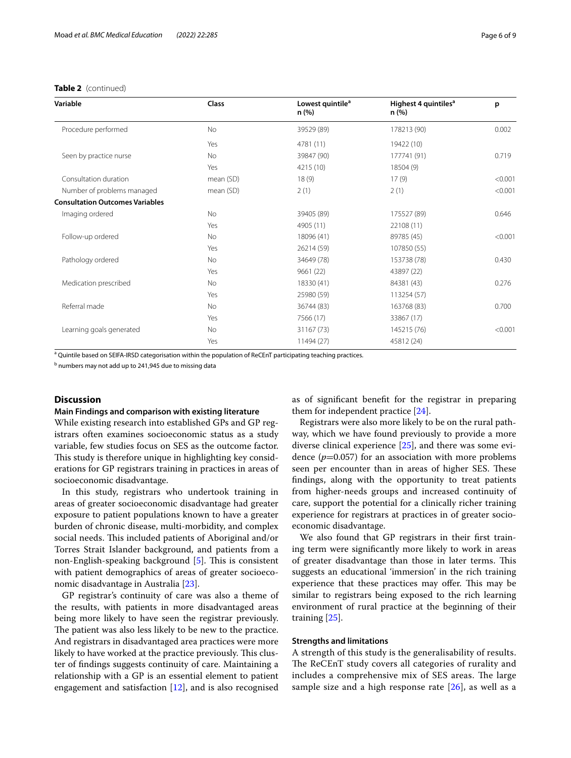**Table 2** (continued)

| Variable | Class | Lowest quintile[a] n (%) | Highest 4 quintiles[a] n (%) | p |
|---|---|---|---|---|
| Procedure performed | No | 39529 (89) | 178213 (90) | 0.002 |
| | Yes | 4781 (11) | 19422 (10) | |
| Seen by practice nurse | No | 39847 (90) | 177741 (91) | 0.719 |
| | Yes | 4215 (10) | 18504 (9) | |
| Consultation duration | mean (SD) | 18 (9) | 17 (9) | <0.001 |
| Number of problems managed | mean (SD) | 2 (1) | 2 (1) | <0.001 |
| **Consultation Outcomes Variables** | | | | |
| Imaging ordered | No | 39405 (89) | 175527 (89) | 0.646 |
| | Yes | 4905 (11) | 22108 (11) | |
| Follow-up ordered | No | 18096 (41) | 89785 (45) | <0.001 |
| | Yes | 26214 (59) | 107850 (55) | |
| Pathology ordered | No | 34649 (78) | 153738 (78) | 0.430 |
| | Yes | 9661 (22) | 43897 (22) | |
| Medication prescribed | No | 18330 (41) | 84381 (43) | 0.276 |
| | Yes | 25980 (59) | 113254 (57) | |
| Referral made | No | 36744 (83) | 163768 (83) | 0.700 |
| | Yes | 7566 (17) | 33867 (17) | |
| Learning goals generated | No | 31167 (73) | 145215 (76) | <0.001 |
| | Yes | 11494 (27) | 45812 (24) | |

[a] Quintile based on SEIFA-IRSD categorisation within the population of ReCEnT participating teaching practices.

[b] numbers may not add up to 241,945 due to missing data

## Discussion

### Main Findings and comparison with existing literature

While existing research into established GPs and GP registrars often examines socioeconomic status as a study variable, few studies focus on SES as the outcome factor. This study is therefore unique in highlighting key considerations for GP registrars training in practices in areas of socioeconomic disadvantage.

In this study, registrars who undertook training in areas of greater socioeconomic disadvantage had greater exposure to patient populations known to have a greater burden of chronic disease, multi-morbidity, and complex social needs. This included patients of Aboriginal and/or Torres Strait Islander background, and patients from a non-English-speaking background [5]. This is consistent with patient demographics of areas of greater socioeconomic disadvantage in Australia [23].

GP registrar's continuity of care was also a theme of the results, with patients in more disadvantaged areas being more likely to have seen the registrar previously. The patient was also less likely to be new to the practice. And registrars in disadvantaged area practices were more likely to have worked at the practice previously. This cluster of findings suggests continuity of care. Maintaining a relationship with a GP is an essential element to patient engagement and satisfaction [12], and is also recognised as of significant benefit for the registrar in preparing them for independent practice [24].

Registrars were also more likely to be on the rural pathway, which we have found previously to provide a more diverse clinical experience [25], and there was some evidence ($p$=0.057) for an association with more problems seen per encounter than in areas of higher SES. These findings, along with the opportunity to treat patients from higher-needs groups and increased continuity of care, support the potential for a clinically richer training experience for registrars at practices in of greater socioeconomic disadvantage.

We also found that GP registrars in their first training term were significantly more likely to work in areas of greater disadvantage than those in later terms. This suggests an educational 'immersion' in the rich training experience that these practices may offer. This may be similar to registrars being exposed to the rich learning environment of rural practice at the beginning of their training [25].

### Strengths and limitations

A strength of this study is the generalisability of results. The ReCEnT study covers all categories of rurality and includes a comprehensive mix of SES areas. The large sample size and a high response rate [26], as well as a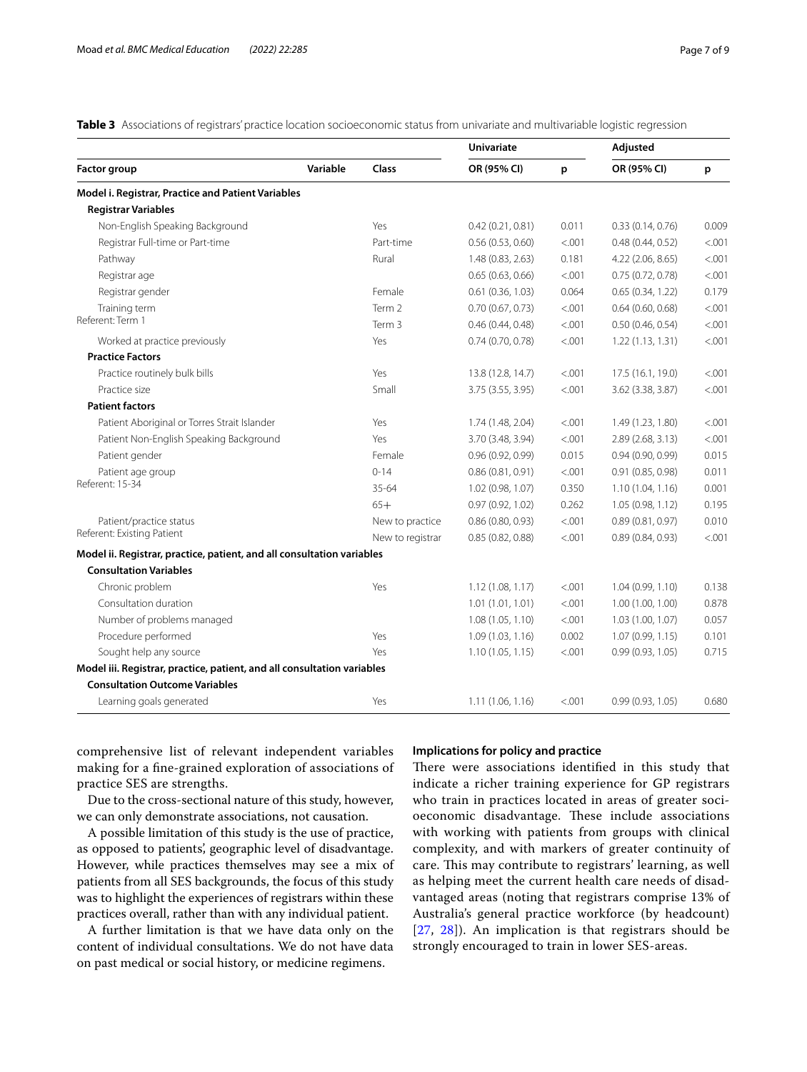**Table 3** Associations of registrars' practice location socioeconomic status from univariate and multivariable logistic regression

| Factor group | Variable | Class | Univariate OR (95% CI) | Univariate p | Adjusted OR (95% CI) | Adjusted p |
|---|---|---|---|---|---|---|
| **Model i. Registrar, Practice and Patient Variables** | | | | | | |
| **Registrar Variables** | | | | | | |
| Non-English Speaking Background | | Yes | 0.42 (0.21, 0.81) | 0.011 | 0.33 (0.14, 0.76) | 0.009 |
| Registrar Full-time or Part-time | | Part-time | 0.56 (0.53, 0.60) | <.001 | 0.48 (0.44, 0.52) | <.001 |
| Pathway | | Rural | 1.48 (0.83, 2.63) | 0.181 | 4.22 (2.06, 8.65) | <.001 |
| Registrar age | | | 0.65 (0.63, 0.66) | <.001 | 0.75 (0.72, 0.78) | <.001 |
| Registrar gender | | Female | 0.61 (0.36, 1.03) | 0.064 | 0.65 (0.34, 1.22) | 0.179 |
| Training term<br>Referent: Term 1 | | Term 2 | 0.70 (0.67, 0.73) | <.001 | 0.64 (0.60, 0.68) | <.001 |
| | | Term 3 | 0.46 (0.44, 0.48) | <.001 | 0.50 (0.46, 0.54) | <.001 |
| Worked at practice previously | | Yes | 0.74 (0.70, 0.78) | <.001 | 1.22 (1.13, 1.31) | <.001 |
| **Practice Factors** | | | | | | |
| Practice routinely bulk bills | | Yes | 13.8 (12.8, 14.7) | <.001 | 17.5 (16.1, 19.0) | <.001 |
| Practice size | | Small | 3.75 (3.55, 3.95) | <.001 | 3.62 (3.38, 3.87) | <.001 |
| **Patient factors** | | | | | | |
| Patient Aboriginal or Torres Strait Islander | | Yes | 1.74 (1.48, 2.04) | <.001 | 1.49 (1.23, 1.80) | <.001 |
| Patient Non-English Speaking Background | | Yes | 3.70 (3.48, 3.94) | <.001 | 2.89 (2.68, 3.13) | <.001 |
| Patient gender | | Female | 0.96 (0.92, 0.99) | 0.015 | 0.94 (0.90, 0.99) | 0.015 |
| Patient age group<br>Referent: 15-34 | | 0-14 | 0.86 (0.81, 0.91) | <.001 | 0.91 (0.85, 0.98) | 0.011 |
| | | 35-64 | 1.02 (0.98, 1.07) | 0.350 | 1.10 (1.04, 1.16) | 0.001 |
| | | 65+ | 0.97 (0.92, 1.02) | 0.262 | 1.05 (0.98, 1.12) | 0.195 |
| Patient/practice status<br>Referent: Existing Patient | | New to practice | 0.86 (0.80, 0.93) | <.001 | 0.89 (0.81, 0.97) | 0.010 |
| | | New to registrar | 0.85 (0.82, 0.88) | <.001 | 0.89 (0.84, 0.93) | <.001 |
| **Model ii. Registrar, practice, patient, and all consultation variables** | | | | | | |
| **Consultation Variables** | | | | | | |
| Chronic problem | | Yes | 1.12 (1.08, 1.17) | <.001 | 1.04 (0.99, 1.10) | 0.138 |
| Consultation duration | | | 1.01 (1.01, 1.01) | <.001 | 1.00 (1.00, 1.00) | 0.878 |
| Number of problems managed | | | 1.08 (1.05, 1.10) | <.001 | 1.03 (1.00, 1.07) | 0.057 |
| Procedure performed | | Yes | 1.09 (1.03, 1.16) | 0.002 | 1.07 (0.99, 1.15) | 0.101 |
| Sought help any source | | Yes | 1.10 (1.05, 1.15) | <.001 | 0.99 (0.93, 1.05) | 0.715 |
| **Model iii. Registrar, practice, patient, and all consultation variables** | | | | | | |
| **Consultation Outcome Variables** | | | | | | |
| Learning goals generated | | Yes | 1.11 (1.06, 1.16) | <.001 | 0.99 (0.93, 1.05) | 0.680 |

comprehensive list of relevant independent variables making for a fine-grained exploration of associations of practice SES are strengths.

Due to the cross-sectional nature of this study, however, we can only demonstrate associations, not causation.

A possible limitation of this study is the use of practice, as opposed to patients', geographic level of disadvantage. However, while practices themselves may see a mix of patients from all SES backgrounds, the focus of this study was to highlight the experiences of registrars within these practices overall, rather than with any individual patient.

A further limitation is that we have data only on the content of individual consultations. We do not have data on past medical or social history, or medicine regimens.

### Implications for policy and practice

There were associations identified in this study that indicate a richer training experience for GP registrars who train in practices located in areas of greater socioeconomic disadvantage. These include associations with working with patients from groups with clinical complexity, and with markers of greater continuity of care. This may contribute to registrars' learning, as well as helping meet the current health care needs of disadvantaged areas (noting that registrars comprise 13% of Australia's general practice workforce (by headcount) [27, 28]). An implication is that registrars should be strongly encouraged to train in lower SES-areas.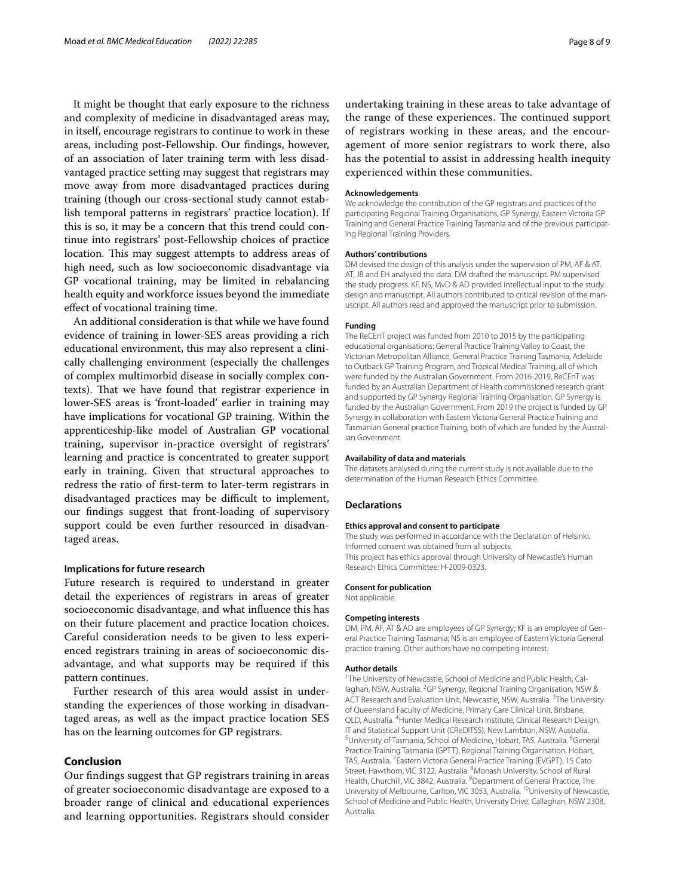It might be thought that early exposure to the richness and complexity of medicine in disadvantaged areas may, in itself, encourage registrars to continue to work in these areas, including post-Fellowship. Our findings, however, of an association of later training term with less disadvantaged practice setting may suggest that registrars may move away from more disadvantaged practices during training (though our cross-sectional study cannot establish temporal patterns in registrars' practice location). If this is so, it may be a concern that this trend could continue into registrars' post-Fellowship choices of practice location. This may suggest attempts to address areas of high need, such as low socioeconomic disadvantage via GP vocational training, may be limited in rebalancing health equity and workforce issues beyond the immediate effect of vocational training time.

An additional consideration is that while we have found evidence of training in lower-SES areas providing a rich educational environment, this may also represent a clinically challenging environment (especially the challenges of complex multimorbid disease in socially complex contexts). That we have found that registrar experience in lower-SES areas is 'front-loaded' earlier in training may have implications for vocational GP training. Within the apprenticeship-like model of Australian GP vocational training, supervisor in-practice oversight of registrars' learning and practice is concentrated to greater support early in training. Given that structural approaches to redress the ratio of first-term to later-term registrars in disadvantaged practices may be difficult to implement, our findings suggest that front-loading of supervisory support could be even further resourced in disadvantaged areas.

### Implications for future research

Future research is required to understand in greater detail the experiences of registrars in areas of greater socioeconomic disadvantage, and what influence this has on their future placement and practice location choices. Careful consideration needs to be given to less experienced registrars training in areas of socioeconomic disadvantage, and what supports may be required if this pattern continues.

Further research of this area would assist in understanding the experiences of those working in disadvantaged areas, as well as the impact practice location SES has on the learning outcomes for GP registrars.

## Conclusion

Our findings suggest that GP registrars training in areas of greater socioeconomic disadvantage are exposed to a broader range of clinical and educational experiences and learning opportunities. Registrars should consider undertaking training in these areas to take advantage of the range of these experiences. The continued support of registrars working in these areas, and the encouragement of more senior registrars to work there, also has the potential to assist in addressing health inequity experienced within these communities.

#### Acknowledgements

We acknowledge the contribution of the GP registrars and practices of the participating Regional Training Organisations, GP Synergy, Eastern Victoria GP Training and General Practice Training Tasmania and of the previous participating Regional Training Providers.

#### Authors' contributions

DM devised the design of this analysis under the supervision of PM, AF & AT. AT, JB and EH analysed the data. DM drafted the manuscript. PM supervised the study progress. KF, NS, MvD & AD provided intellectual input to the study design and manuscript. All authors contributed to critical revision of the manuscript. All authors read and approved the manuscript prior to submission.

#### Funding

The ReCEnT project was funded from 2010 to 2015 by the participating educational organisations: General Practice Training Valley to Coast, the Victorian Metropolitan Alliance, General Practice Training Tasmania, Adelaide to Outback GP Training Program, and Tropical Medical Training, all of which were funded by the Australian Government. From 2016-2019, ReCEnT was funded by an Australian Department of Health commissioned research grant and supported by GP Synergy Regional Training Organisation. GP Synergy is funded by the Australian Government. From 2019 the project is funded by GP Synergy in collaboration with Eastern Victoria General Practice Training and Tasmanian General practice Training, both of which are funded by the Australian Government.

#### Availability of data and materials

The datasets analysed during the current study is not available due to the determination of the Human Research Ethics Committee.

### Declarations

#### Ethics approval and consent to participate

The study was performed in accordance with the Declaration of Helsinki. Informed consent was obtained from all subjects.
This project has ethics approval through University of Newcastle's Human Research Ethics Committee: H-2009-0323.

#### Consent for publication

Not applicable.

#### Competing interests

DM, PM, AF, AT & AD are employees of GP Synergy; KF is an employee of General Practice Training Tasmania; NS is an employee of Eastern Victoria General practice training. Other authors have no competing interest.

#### Author details

[1]The University of Newcastle, School of Medicine and Public Health, Callaghan, NSW, Australia. [2]GP Synergy, Regional Training Organisation, NSW & ACT Research and Evaluation Unit, Newcastle, NSW, Australia. [3]The University of Queensland Faculty of Medicine, Primary Care Clinical Unit, Brisbane, QLD, Australia. [4]Hunter Medical Research Institute, Clinical Research Design, IT and Statistical Support Unit (CReDITSS), New Lambton, NSW, Australia. [5]University of Tasmania, School of Medicine, Hobart, TAS, Australia. [6]General Practice Training Tasmania (GPTT), Regional Training Organisation, Hobart, TAS, Australia. [7]Eastern Victoria General Practice Training (EVGPT), 15 Cato Street, Hawthorn, VIC 3122, Australia. [8]Monash University, School of Rural Health, Churchill, VIC 3842, Australia. [9]Department of General Practice, The University of Melbourne, Carlton, VIC 3053, Australia. [10]University of Newcastle, School of Medicine and Public Health, University Drive, Callaghan, NSW 2308, Australia.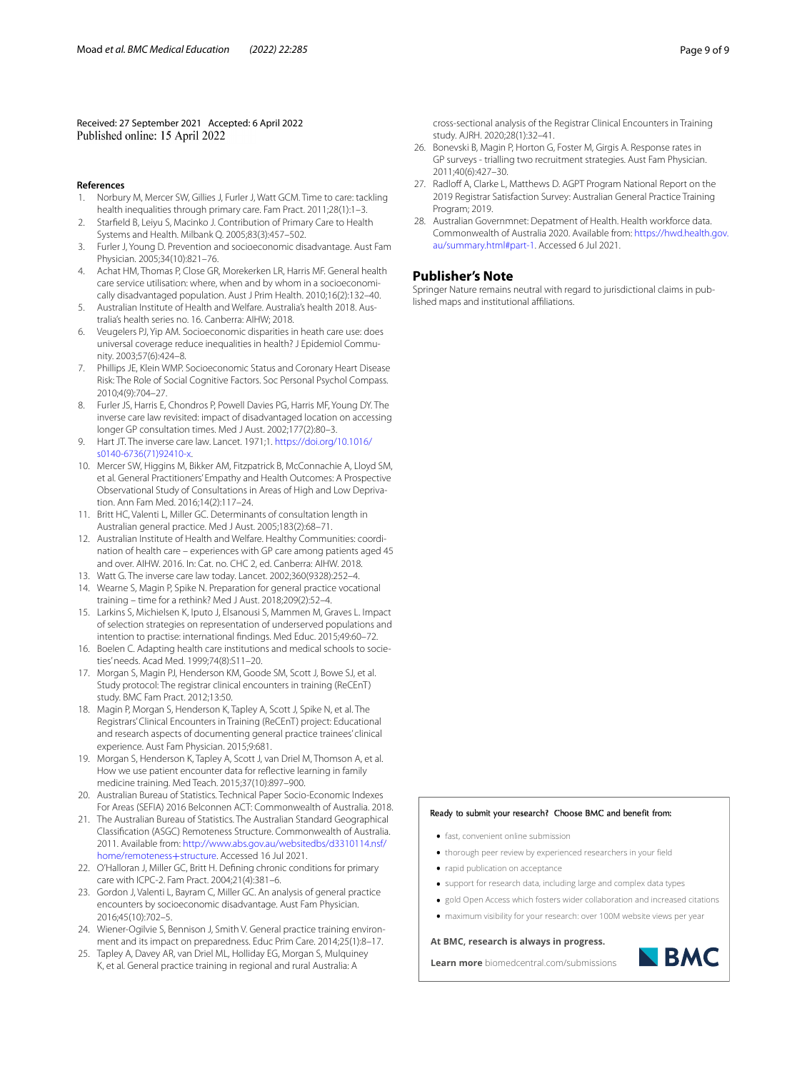Received: 27 September 2021 Accepted: 6 April 2022
Published online: 15 April 2022

### References

1. Norbury M, Mercer SW, Gillies J, Furler J, Watt GCM. Time to care: tackling health inequalities through primary care. Fam Pract. 2011;28(1):1–3.
2. Starfield B, Leiyu S, Macinko J. Contribution of Primary Care to Health Systems and Health. Milbank Q. 2005;83(3):457–502.
3. Furler J, Young D. Prevention and socioeconomic disadvantage. Aust Fam Physician. 2005;34(10):821–76.
4. Achat HM, Thomas P, Close GR, Morekerken LR, Harris MF. General health care service utilisation: where, when and by whom in a socioeconomically disadvantaged population. Aust J Prim Health. 2010;16(2):132–40.
5. Australian Institute of Health and Welfare. Australia's health 2018. Australia's health series no. 16. Canberra: AIHW; 2018.
6. Veugelers PJ, Yip AM. Socioeconomic disparities in heath care use: does universal coverage reduce inequalities in health? J Epidemiol Community. 2003;57(6):424–8.
7. Phillips JE, Klein WMP. Socioeconomic Status and Coronary Heart Disease Risk: The Role of Social Cognitive Factors. Soc Personal Psychol Compass. 2010;4(9):704–27.
8. Furler JS, Harris E, Chondros P, Powell Davies PG, Harris MF, Young DY. The inverse care law revisited: impact of disadvantaged location on accessing longer GP consultation times. Med J Aust. 2002;177(2):80–3.
9. Hart JT. The inverse care law. Lancet. 1971;1. https://doi.org/10.1016/s0140-6736(71)92410-x.
10. Mercer SW, Higgins M, Bikker AM, Fitzpatrick B, McConnachie A, Lloyd SM, et al. General Practitioners' Empathy and Health Outcomes: A Prospective Observational Study of Consultations in Areas of High and Low Deprivation. Ann Fam Med. 2016;14(2):117–24.
11. Britt HC, Valenti L, Miller GC. Determinants of consultation length in Australian general practice. Med J Aust. 2005;183(2):68–71.
12. Australian Institute of Health and Welfare. Healthy Communities: coordination of health care – experiences with GP care among patients aged 45 and over. AIHW. 2016. In: Cat. no. CHC 2, ed. Canberra: AIHW. 2018.
13. Watt G. The inverse care law today. Lancet. 2002;360(9328):252–4.
14. Wearne S, Magin P, Spike N. Preparation for general practice vocational training – time for a rethink? Med J Aust. 2018;209(2):52–4.
15. Larkins S, Michielsen K, Iputo J, Elsanousi S, Mammen M, Graves L. Impact of selection strategies on representation of underserved populations and intention to practise: international findings. Med Educ. 2015;49:60–72.
16. Boelen C. Adapting health care institutions and medical schools to societies' needs. Acad Med. 1999;74(8):S11–20.
17. Morgan S, Magin PJ, Henderson KM, Goode SM, Scott J, Bowe SJ, et al. Study protocol: The registrar clinical encounters in training (ReCEnT) study. BMC Fam Pract. 2012;13:50.
18. Magin P, Morgan S, Henderson K, Tapley A, Scott J, Spike N, et al. The Registrars' Clinical Encounters in Training (ReCEnT) project: Educational and research aspects of documenting general practice trainees' clinical experience. Aust Fam Physician. 2015;9:681.
19. Morgan S, Henderson K, Tapley A, Scott J, van Driel M, Thomson A, et al. How we use patient encounter data for reflective learning in family medicine training. Med Teach. 2015;37(10):897–900.
20. Australian Bureau of Statistics. Technical Paper Socio-Economic Indexes For Areas (SEFIA) 2016 Belconnen ACT: Commonwealth of Australia. 2018.
21. The Australian Bureau of Statistics. The Australian Standard Geographical Classification (ASGC) Remoteness Structure. Commonwealth of Australia. 2011. Available from: http://www.abs.gov.au/websitedbs/d3310114.nsf/home/remoteness+structure. Accessed 16 Jul 2021.
22. O'Halloran J, Miller GC, Britt H. Defining chronic conditions for primary care with ICPC-2. Fam Pract. 2004;21(4):381–6.
23. Gordon J, Valenti L, Bayram C, Miller GC. An analysis of general practice encounters by socioeconomic disadvantage. Aust Fam Physician. 2016;45(10):702–5.
24. Wiener-Ogilvie S, Bennison J, Smith V. General practice training environment and its impact on preparedness. Educ Prim Care. 2014;25(1):8–17.
25. Tapley A, Davey AR, van Driel ML, Holliday EG, Morgan S, Mulquiney K, et al. General practice training in regional and rural Australia: A cross-sectional analysis of the Registrar Clinical Encounters in Training study. AJRH. 2020;28(1):32–41.
26. Bonevski B, Magin P, Horton G, Foster M, Girgis A. Response rates in GP surveys - trialling two recruitment strategies. Aust Fam Physician. 2011;40(6):427–30.
27. Radloff A, Clarke L, Matthews D. AGPT Program National Report on the 2019 Registrar Satisfaction Survey: Australian General Practice Training Program; 2019.
28. Australian Governmnet: Depatment of Health. Health workforce data. Commonwealth of Australia 2020. Available from: https://hwd.health.gov.au/summary.html#part-1. Accessed 6 Jul 2021.

## Publisher's Note

Springer Nature remains neutral with regard to jurisdictional claims in published maps and institutional affiliations.

Ready to submit your research? Choose BMC and benefit from:

- fast, convenient online submission
- thorough peer review by experienced researchers in your field
- rapid publication on acceptance
- support for research data, including large and complex data types
- gold Open Access which fosters wider collaboration and increased citations
- maximum visibility for your research: over 100M website views per year

**At BMC, research is always in progress.**

**Learn more** biomedcentral.com/submissions